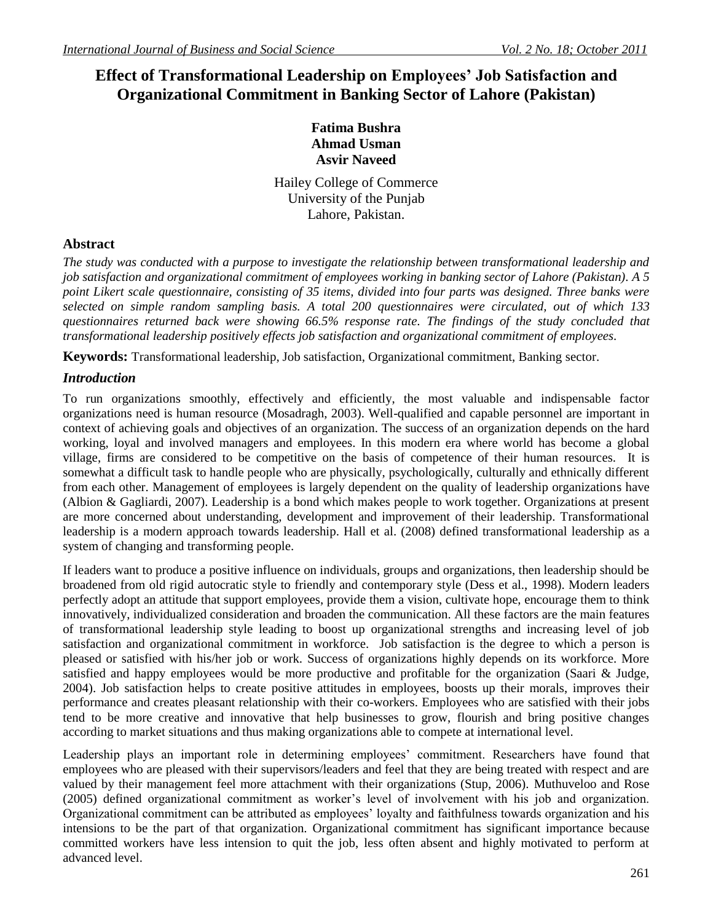# Effect of Transformational Leadership on Employees' Job Satisfaction and Organizational Commitment in Banking Sector of Lahore (Pakistan)

**Fatima Bushra**
**Ahmad Usman**
**Asvir Naveed**

Hailey College of Commerce
University of the Punjab
Lahore, Pakistan.

## Abstract

*The study was conducted with a purpose to investigate the relationship between transformational leadership and job satisfaction and organizational commitment of employees working in banking sector of Lahore (Pakistan). A 5 point Likert scale questionnaire, consisting of 35 items, divided into four parts was designed. Three banks were selected on simple random sampling basis. A total 200 questionnaires were circulated, out of which 133 questionnaires returned back were showing 66.5% response rate. The findings of the study concluded that transformational leadership positively effects job satisfaction and organizational commitment of employees.*

**Keywords:** Transformational leadership, Job satisfaction, Organizational commitment, Banking sector.

## *Introduction*

To run organizations smoothly, effectively and efficiently, the most valuable and indispensable factor organizations need is human resource (Mosadragh, 2003). Well-qualified and capable personnel are important in context of achieving goals and objectives of an organization. The success of an organization depends on the hard working, loyal and involved managers and employees. In this modern era where world has become a global village, firms are considered to be competitive on the basis of competence of their human resources. It is somewhat a difficult task to handle people who are physically, psychologically, culturally and ethnically different from each other. Management of employees is largely dependent on the quality of leadership organizations have (Albion & Gagliardi, 2007). Leadership is a bond which makes people to work together. Organizations at present are more concerned about understanding, development and improvement of their leadership. Transformational leadership is a modern approach towards leadership. Hall et al. (2008) defined transformational leadership as a system of changing and transforming people.

If leaders want to produce a positive influence on individuals, groups and organizations, then leadership should be broadened from old rigid autocratic style to friendly and contemporary style (Dess et al., 1998). Modern leaders perfectly adopt an attitude that support employees, provide them a vision, cultivate hope, encourage them to think innovatively, individualized consideration and broaden the communication. All these factors are the main features of transformational leadership style leading to boost up organizational strengths and increasing level of job satisfaction and organizational commitment in workforce. Job satisfaction is the degree to which a person is pleased or satisfied with his/her job or work. Success of organizations highly depends on its workforce. More satisfied and happy employees would be more productive and profitable for the organization (Saari & Judge, 2004). Job satisfaction helps to create positive attitudes in employees, boosts up their morals, improves their performance and creates pleasant relationship with their co-workers. Employees who are satisfied with their jobs tend to be more creative and innovative that help businesses to grow, flourish and bring positive changes according to market situations and thus making organizations able to compete at international level.

Leadership plays an important role in determining employees' commitment. Researchers have found that employees who are pleased with their supervisors/leaders and feel that they are being treated with respect and are valued by their management feel more attachment with their organizations (Stup, 2006). Muthuveloo and Rose (2005) defined organizational commitment as worker's level of involvement with his job and organization. Organizational commitment can be attributed as employees' loyalty and faithfulness towards organization and his intensions to be the part of that organization. Organizational commitment has significant importance because committed workers have less intension to quit the job, less often absent and highly motivated to perform at advanced level.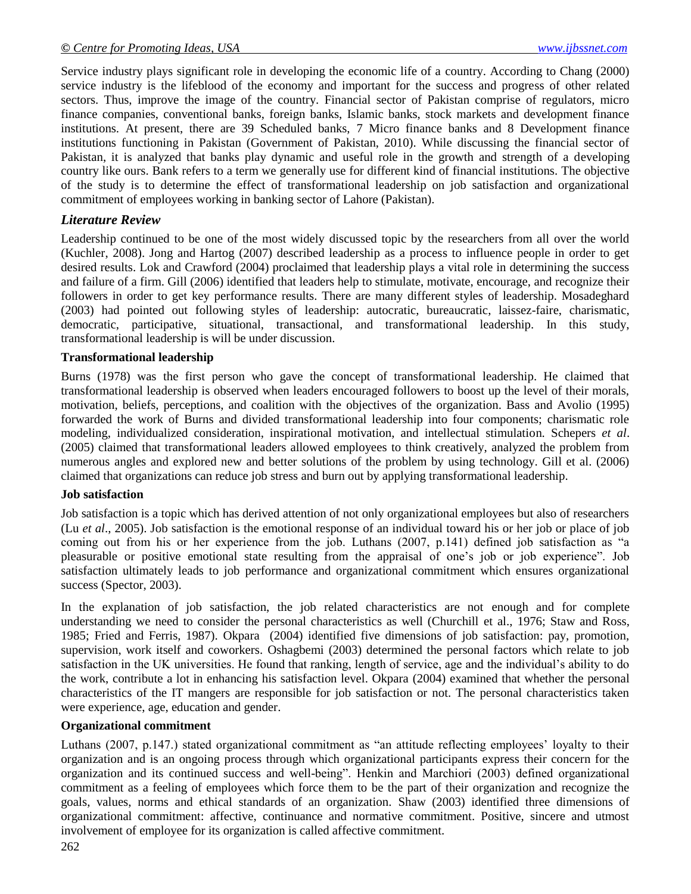Service industry plays significant role in developing the economic life of a country. According to Chang (2000) service industry is the lifeblood of the economy and important for the success and progress of other related sectors. Thus, improve the image of the country. Financial sector of Pakistan comprise of regulators, micro finance companies, conventional banks, foreign banks, Islamic banks, stock markets and development finance institutions. At present, there are 39 Scheduled banks, 7 Micro finance banks and 8 Development finance institutions functioning in Pakistan (Government of Pakistan, 2010). While discussing the financial sector of Pakistan, it is analyzed that banks play dynamic and useful role in the growth and strength of a developing country like ours. Bank refers to a term we generally use for different kind of financial institutions. The objective of the study is to determine the effect of transformational leadership on job satisfaction and organizational commitment of employees working in banking sector of Lahore (Pakistan).

## *Literature Review*

Leadership continued to be one of the most widely discussed topic by the researchers from all over the world (Kuchler, 2008). Jong and Hartog (2007) described leadership as a process to influence people in order to get desired results. Lok and Crawford (2004) proclaimed that leadership plays a vital role in determining the success and failure of a firm. Gill (2006) identified that leaders help to stimulate, motivate, encourage, and recognize their followers in order to get key performance results. There are many different styles of leadership. Mosadeghard (2003) had pointed out following styles of leadership: autocratic, bureaucratic, laissez-faire, charismatic, democratic, participative, situational, transactional, and transformational leadership. In this study, transformational leadership is will be under discussion.

### Transformational leadership

Burns (1978) was the first person who gave the concept of transformational leadership. He claimed that transformational leadership is observed when leaders encouraged followers to boost up the level of their morals, motivation, beliefs, perceptions, and coalition with the objectives of the organization. Bass and Avolio (1995) forwarded the work of Burns and divided transformational leadership into four components; charismatic role modeling, individualized consideration, inspirational motivation, and intellectual stimulation. Schepers *et al*. (2005) claimed that transformational leaders allowed employees to think creatively, analyzed the problem from numerous angles and explored new and better solutions of the problem by using technology. Gill et al. (2006) claimed that organizations can reduce job stress and burn out by applying transformational leadership.

### Job satisfaction

Job satisfaction is a topic which has derived attention of not only organizational employees but also of researchers (Lu *et al*., 2005). Job satisfaction is the emotional response of an individual toward his or her job or place of job coming out from his or her experience from the job. Luthans (2007, p.141) defined job satisfaction as "a pleasurable or positive emotional state resulting from the appraisal of one's job or job experience". Job satisfaction ultimately leads to job performance and organizational commitment which ensures organizational success (Spector, 2003).

In the explanation of job satisfaction, the job related characteristics are not enough and for complete understanding we need to consider the personal characteristics as well (Churchill et al., 1976; Staw and Ross, 1985; Fried and Ferris, 1987). Okpara (2004) identified five dimensions of job satisfaction: pay, promotion, supervision, work itself and coworkers. Oshagbemi (2003) determined the personal factors which relate to job satisfaction in the UK universities. He found that ranking, length of service, age and the individual's ability to do the work, contribute a lot in enhancing his satisfaction level. Okpara (2004) examined that whether the personal characteristics of the IT mangers are responsible for job satisfaction or not. The personal characteristics taken were experience, age, education and gender.

### Organizational commitment

Luthans (2007, p.147.) stated organizational commitment as "an attitude reflecting employees' loyalty to their organization and is an ongoing process through which organizational participants express their concern for the organization and its continued success and well-being". Henkin and Marchiori (2003) defined organizational commitment as a feeling of employees which force them to be the part of their organization and recognize the goals, values, norms and ethical standards of an organization. Shaw (2003) identified three dimensions of organizational commitment: affective, continuance and normative commitment. Positive, sincere and utmost involvement of employee for its organization is called affective commitment.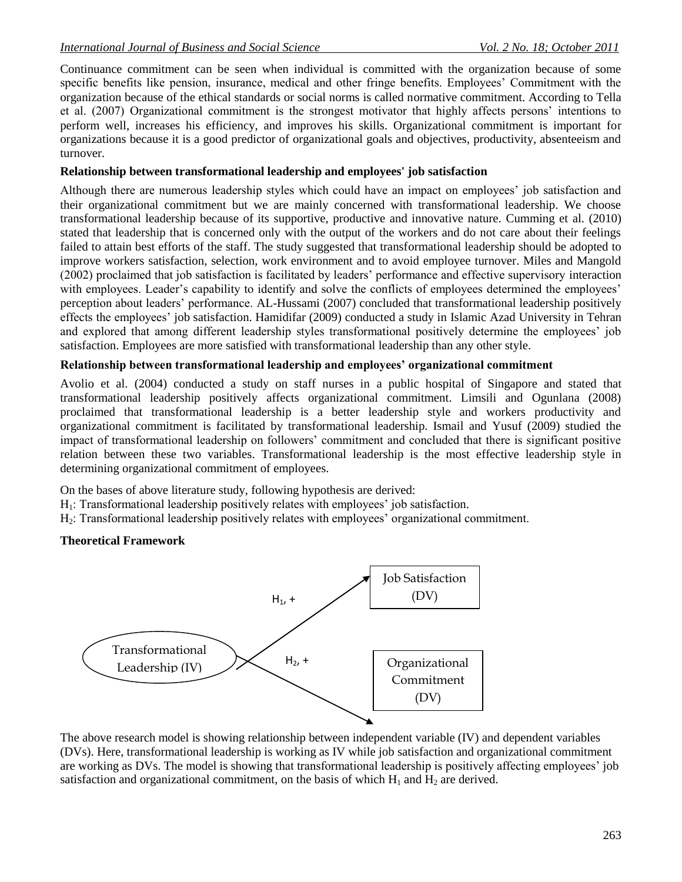Continuance commitment can be seen when individual is committed with the organization because of some specific benefits like pension, insurance, medical and other fringe benefits. Employees' Commitment with the organization because of the ethical standards or social norms is called normative commitment. According to Tella et al. (2007) Organizational commitment is the strongest motivator that highly affects persons' intentions to perform well, increases his efficiency, and improves his skills. Organizational commitment is important for organizations because it is a good predictor of organizational goals and objectives, productivity, absenteeism and turnover.

### Relationship between transformational leadership and employees' job satisfaction

Although there are numerous leadership styles which could have an impact on employees' job satisfaction and their organizational commitment but we are mainly concerned with transformational leadership. We choose transformational leadership because of its supportive, productive and innovative nature. Cumming et al. (2010) stated that leadership that is concerned only with the output of the workers and do not care about their feelings failed to attain best efforts of the staff. The study suggested that transformational leadership should be adopted to improve workers satisfaction, selection, work environment and to avoid employee turnover. Miles and Mangold (2002) proclaimed that job satisfaction is facilitated by leaders' performance and effective supervisory interaction with employees. Leader's capability to identify and solve the conflicts of employees determined the employees' perception about leaders' performance. AL-Hussami (2007) concluded that transformational leadership positively effects the employees' job satisfaction. Hamidifar (2009) conducted a study in Islamic Azad University in Tehran and explored that among different leadership styles transformational positively determine the employees' job satisfaction. Employees are more satisfied with transformational leadership than any other style.

### Relationship between transformational leadership and employees' organizational commitment

Avolio et al. (2004) conducted a study on staff nurses in a public hospital of Singapore and stated that transformational leadership positively affects organizational commitment. Limsili and Ogunlana (2008) proclaimed that transformational leadership is a better leadership style and workers productivity and organizational commitment is facilitated by transformational leadership. Ismail and Yusuf (2009) studied the impact of transformational leadership on followers' commitment and concluded that there is significant positive relation between these two variables. Transformational leadership is the most effective leadership style in determining organizational commitment of employees.

On the bases of above literature study, following hypothesis are derived:

$H_1$: Transformational leadership positively relates with employees' job satisfaction.

$H_2$: Transformational leadership positively relates with employees' organizational commitment.

### Theoretical Framework

Transformational Leadership (IV) → ($H_1$, +) → Job Satisfaction (DV)

Transformational Leadership (IV) → ($H_2$, +) → Organizational Commitment (DV)

The above research model is showing relationship between independent variable (IV) and dependent variables (DVs). Here, transformational leadership is working as IV while job satisfaction and organizational commitment are working as DVs. The model is showing that transformational leadership is positively affecting employees' job satisfaction and organizational commitment, on the basis of which $H_1$ and $H_2$ are derived.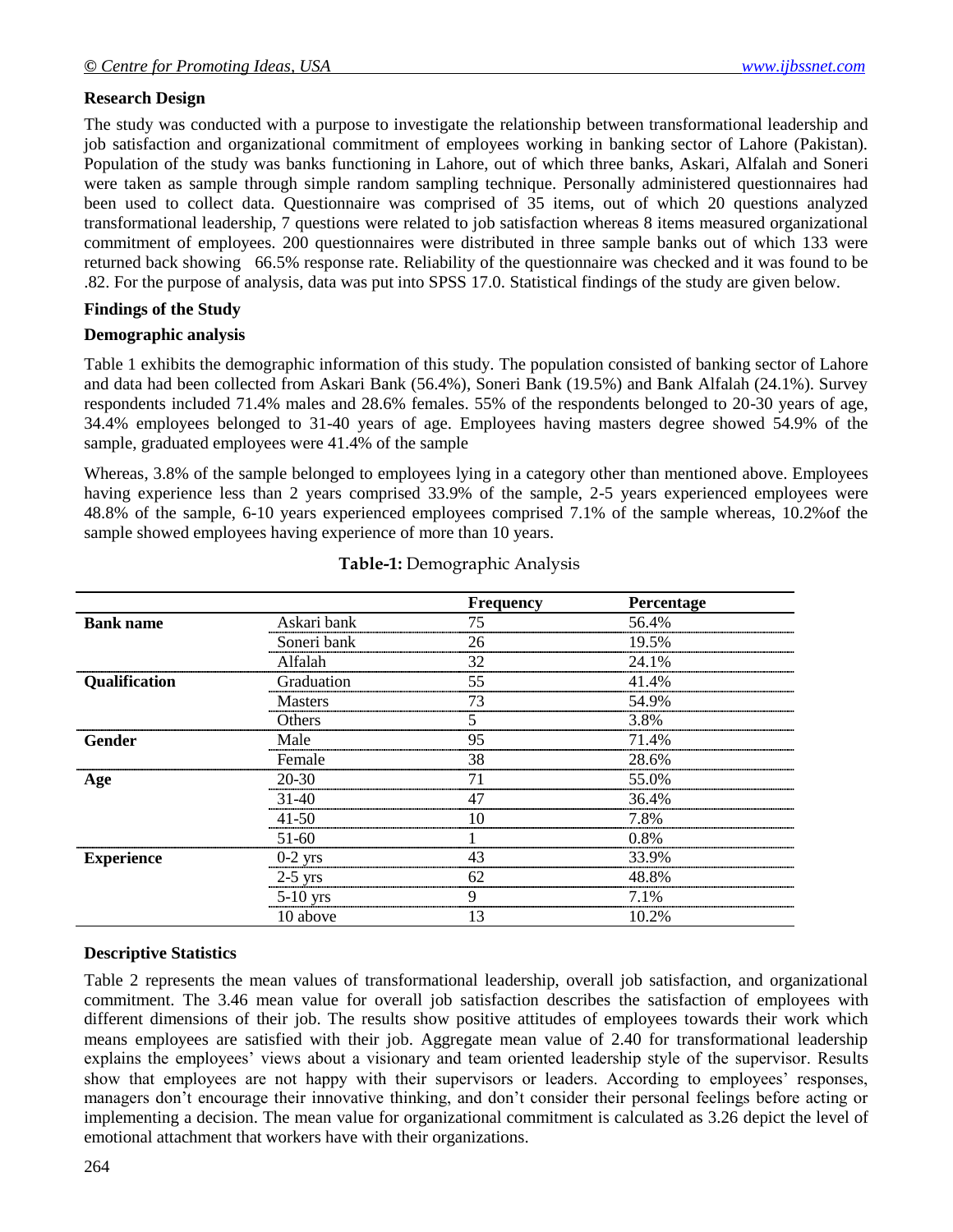## Research Design

The study was conducted with a purpose to investigate the relationship between transformational leadership and job satisfaction and organizational commitment of employees working in banking sector of Lahore (Pakistan). Population of the study was banks functioning in Lahore, out of which three banks, Askari, Alfalah and Soneri were taken as sample through simple random sampling technique. Personally administered questionnaires had been used to collect data. Questionnaire was comprised of 35 items, out of which 20 questions analyzed transformational leadership, 7 questions were related to job satisfaction whereas 8 items measured organizational commitment of employees. 200 questionnaires were distributed in three sample banks out of which 133 were returned back showing 66.5% response rate. Reliability of the questionnaire was checked and it was found to be .82. For the purpose of analysis, data was put into SPSS 17.0. Statistical findings of the study are given below.

## Findings of the Study

### Demographic analysis

Table 1 exhibits the demographic information of this study. The population consisted of banking sector of Lahore and data had been collected from Askari Bank (56.4%), Soneri Bank (19.5%) and Bank Alfalah (24.1%). Survey respondents included 71.4% males and 28.6% females. 55% of the respondents belonged to 20-30 years of age, 34.4% employees belonged to 31-40 years of age. Employees having masters degree showed 54.9% of the sample, graduated employees were 41.4% of the sample

Whereas, 3.8% of the sample belonged to employees lying in a category other than mentioned above. Employees having experience less than 2 years comprised 33.9% of the sample, 2-5 years experienced employees were 48.8% of the sample, 6-10 years experienced employees comprised 7.1% of the sample whereas, 10.2%of the sample showed employees having experience of more than 10 years.

**Table-1:** Demographic Analysis

| | | Frequency | Percentage |
|---|---|---|---|
| **Bank name** | Askari bank | 75 | 56.4% |
| | Soneri bank | 26 | 19.5% |
| | Alfalah | 32 | 24.1% |
| **Qualification** | Graduation | 55 | 41.4% |
| | Masters | 73 | 54.9% |
| | Others | 5 | 3.8% |
| **Gender** | Male | 95 | 71.4% |
| | Female | 38 | 28.6% |
| **Age** | 20-30 | 71 | 55.0% |
| | 31-40 | 47 | 36.4% |
| | 41-50 | 10 | 7.8% |
| | 51-60 | 1 | 0.8% |
| **Experience** | 0-2 yrs | 43 | 33.9% |
| | 2-5 yrs | 62 | 48.8% |
| | 5-10 yrs | 9 | 7.1% |
| | 10 above | 13 | 10.2% |

### Descriptive Statistics

Table 2 represents the mean values of transformational leadership, overall job satisfaction, and organizational commitment. The 3.46 mean value for overall job satisfaction describes the satisfaction of employees with different dimensions of their job. The results show positive attitudes of employees towards their work which means employees are satisfied with their job. Aggregate mean value of 2.40 for transformational leadership explains the employees' views about a visionary and team oriented leadership style of the supervisor. Results show that employees are not happy with their supervisors or leaders. According to employees' responses, managers don't encourage their innovative thinking, and don't consider their personal feelings before acting or implementing a decision. The mean value for organizational commitment is calculated as 3.26 depict the level of emotional attachment that workers have with their organizations.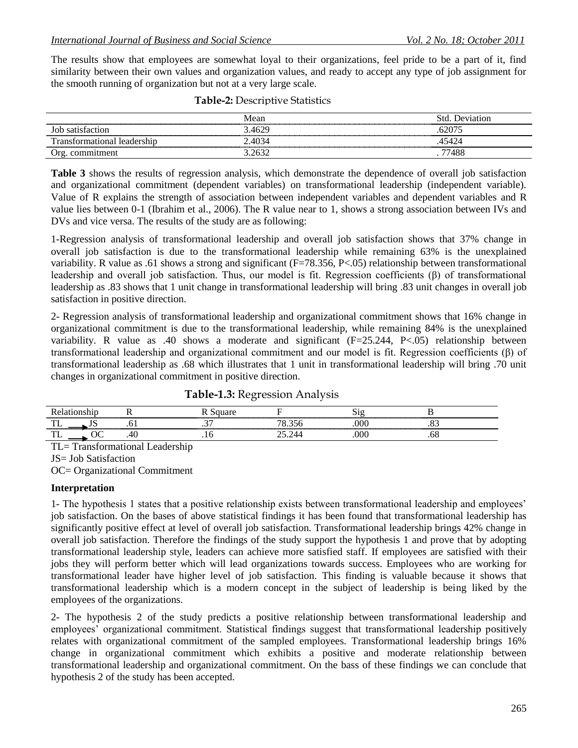The results show that employees are somewhat loyal to their organizations, feel pride to be a part of it, find similarity between their own values and organization values, and ready to accept any type of job assignment for the smooth running of organization but not at a very large scale.

**Table-2:** Descriptive Statistics

| | Mean | Std. Deviation |
|---|---|---|
| Job satisfaction | 3.4629 | .62075 |
| Transformational leadership | 2.4034 | .45424 |
| Org. commitment | 3.2632 | . 77488 |

**Table 3** shows the results of regression analysis, which demonstrate the dependence of overall job satisfaction and organizational commitment (dependent variables) on transformational leadership (independent variable). Value of R explains the strength of association between independent variables and dependent variables and R value lies between 0-1 (Ibrahim et al., 2006). The R value near to 1, shows a strong association between IVs and DVs and vice versa. The results of the study are as following:

1-Regression analysis of transformational leadership and overall job satisfaction shows that 37% change in overall job satisfaction is due to the transformational leadership while remaining 63% is the unexplained variability. R value as .61 shows a strong and significant ($F=78.356$, $P<.05$) relationship between transformational leadership and overall job satisfaction. Thus, our model is fit. Regression coefficients ($\beta$) of transformational leadership as .83 shows that 1 unit change in transformational leadership will bring .83 unit changes in overall job satisfaction in positive direction.

2- Regression analysis of transformational leadership and organizational commitment shows that 16% change in organizational commitment is due to the transformational leadership, while remaining 84% is the unexplained variability. R value as .40 shows a moderate and significant ($F=25.244$, $P<.05$) relationship between transformational leadership and organizational commitment and our model is fit. Regression coefficients ($\beta$) of transformational leadership as .68 which illustrates that 1 unit in transformational leadership will bring .70 unit changes in organizational commitment in positive direction.

**Table-1.3:** Regression Analysis

| Relationship | R | R Square | F | Sig | B |
|---|---|---|---|---|---|
| TL → JS | .61 | .37 | 78.356 | .000 | .83 |
| TL → OC | .40 | .16 | 25.244 | .000 | .68 |

TL= Transformational Leadership

JS= Job Satisfaction

OC= Organizational Commitment

**Interpretation**

1- The hypothesis 1 states that a positive relationship exists between transformational leadership and employees' job satisfaction. On the bases of above statistical findings it has been found that transformational leadership has significantly positive effect at level of overall job satisfaction. Transformational leadership brings 42% change in overall job satisfaction. Therefore the findings of the study support the hypothesis 1 and prove that by adopting transformational leadership style, leaders can achieve more satisfied staff. If employees are satisfied with their jobs they will perform better which will lead organizations towards success. Employees who are working for transformational leader have higher level of job satisfaction. This finding is valuable because it shows that transformational leadership which is a modern concept in the subject of leadership is being liked by the employees of the organizations.

2- The hypothesis 2 of the study predicts a positive relationship between transformational leadership and employees' organizational commitment. Statistical findings suggest that transformational leadership positively relates with organizational commitment of the sampled employees. Transformational leadership brings 16% change in organizational commitment which exhibits a positive and moderate relationship between transformational leadership and organizational commitment. On the bass of these findings we can conclude that hypothesis 2 of the study has been accepted.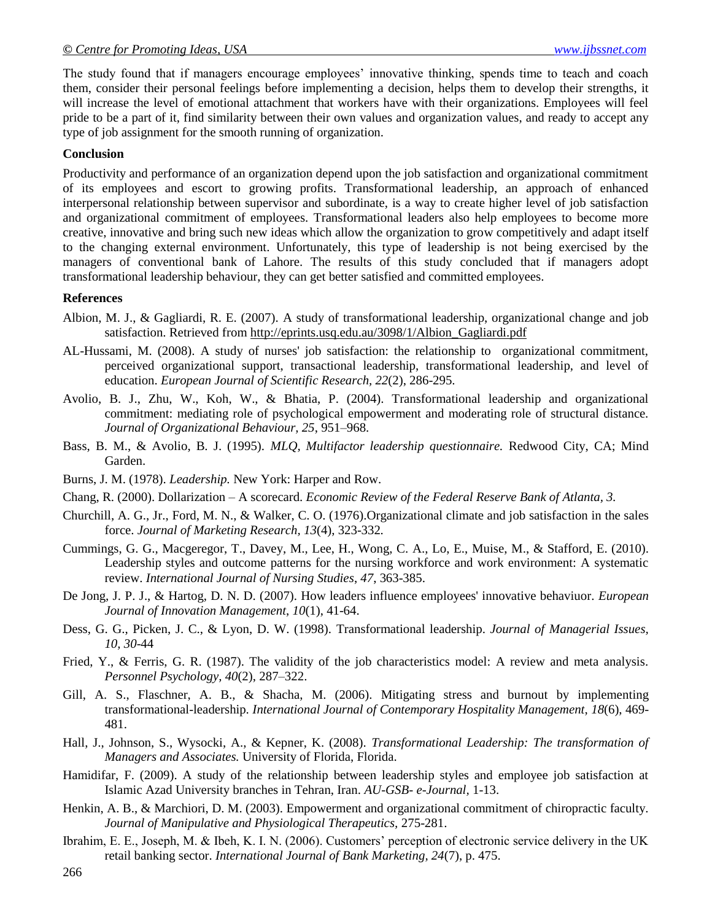The study found that if managers encourage employees' innovative thinking, spends time to teach and coach them, consider their personal feelings before implementing a decision, helps them to develop their strengths, it will increase the level of emotional attachment that workers have with their organizations. Employees will feel pride to be a part of it, find similarity between their own values and organization values, and ready to accept any type of job assignment for the smooth running of organization.

## Conclusion

Productivity and performance of an organization depend upon the job satisfaction and organizational commitment of its employees and escort to growing profits. Transformational leadership, an approach of enhanced interpersonal relationship between supervisor and subordinate, is a way to create higher level of job satisfaction and organizational commitment of employees. Transformational leaders also help employees to become more creative, innovative and bring such new ideas which allow the organization to grow competitively and adapt itself to the changing external environment. Unfortunately, this type of leadership is not being exercised by the managers of conventional bank of Lahore. The results of this study concluded that if managers adopt transformational leadership behaviour, they can get better satisfied and committed employees.

## References

Albion, M. J., & Gagliardi, R. E. (2007). A study of transformational leadership, organizational change and job satisfaction. Retrieved from http://eprints.usq.edu.au/3098/1/Albion_Gagliardi.pdf

AL-Hussami, M. (2008). A study of nurses' job satisfaction: the relationship to organizational commitment, perceived organizational support, transactional leadership, transformational leadership, and level of education. *European Journal of Scientific Research, 22*(2), 286-295.

Avolio, B. J., Zhu, W., Koh, W., & Bhatia, P. (2004). Transformational leadership and organizational commitment: mediating role of psychological empowerment and moderating role of structural distance. *Journal of Organizational Behaviour, 25*, 951–968.

Bass, B. M., & Avolio, B. J. (1995). *MLQ, Multifactor leadership questionnaire.* Redwood City, CA; Mind Garden.

Burns, J. M. (1978). *Leadership.* New York: Harper and Row.

Chang, R. (2000). Dollarization – A scorecard. *Economic Review of the Federal Reserve Bank of Atlanta, 3.*

Churchill, A. G., Jr., Ford, M. N., & Walker, C. O. (1976).Organizational climate and job satisfaction in the sales force. *Journal of Marketing Research*, *13*(4), 323-332.

Cummings, G. G., Macgeregor, T., Davey, M., Lee, H., Wong, C. A., Lo, E., Muise, M., & Stafford, E. (2010). Leadership styles and outcome patterns for the nursing workforce and work environment: A systematic review. *International Journal of Nursing Studies*, *47*, 363-385.

De Jong, J. P. J., & Hartog, D. N. D. (2007). How leaders influence employees' innovative behaviuor. *European Journal of Innovation Management*, *10*(1), 41-64.

Dess, G. G., Picken, J. C., & Lyon, D. W. (1998). Transformational leadership. *Journal of Managerial Issues, 10, 30*-44

Fried, Y., & Ferris, G. R. (1987). The validity of the job characteristics model: A review and meta analysis. *Personnel Psychology, 40*(2), 287–322.

Gill, A. S., Flaschner, A. B., & Shacha, M. (2006). Mitigating stress and burnout by implementing transformational-leadership. *International Journal of Contemporary Hospitality Management*, *18*(6), 469-481.

Hall, J., Johnson, S., Wysocki, A., & Kepner, K. (2008). *Transformational Leadership: The transformation of Managers and Associates.* University of Florida, Florida.

Hamidifar, F. (2009). A study of the relationship between leadership styles and employee job satisfaction at Islamic Azad University branches in Tehran, Iran. *AU-GSB- e-Journal,* 1-13.

Henkin, A. B., & Marchiori, D. M. (2003). Empowerment and organizational commitment of chiropractic faculty. *Journal of Manipulative and Physiological Therapeutics,* 275-281.

Ibrahim, E. E., Joseph, M. & Ibeh, K. I. N. (2006). Customers' perception of electronic service delivery in the UK retail banking sector. *International Journal of Bank Marketing, 24*(7), p. 475.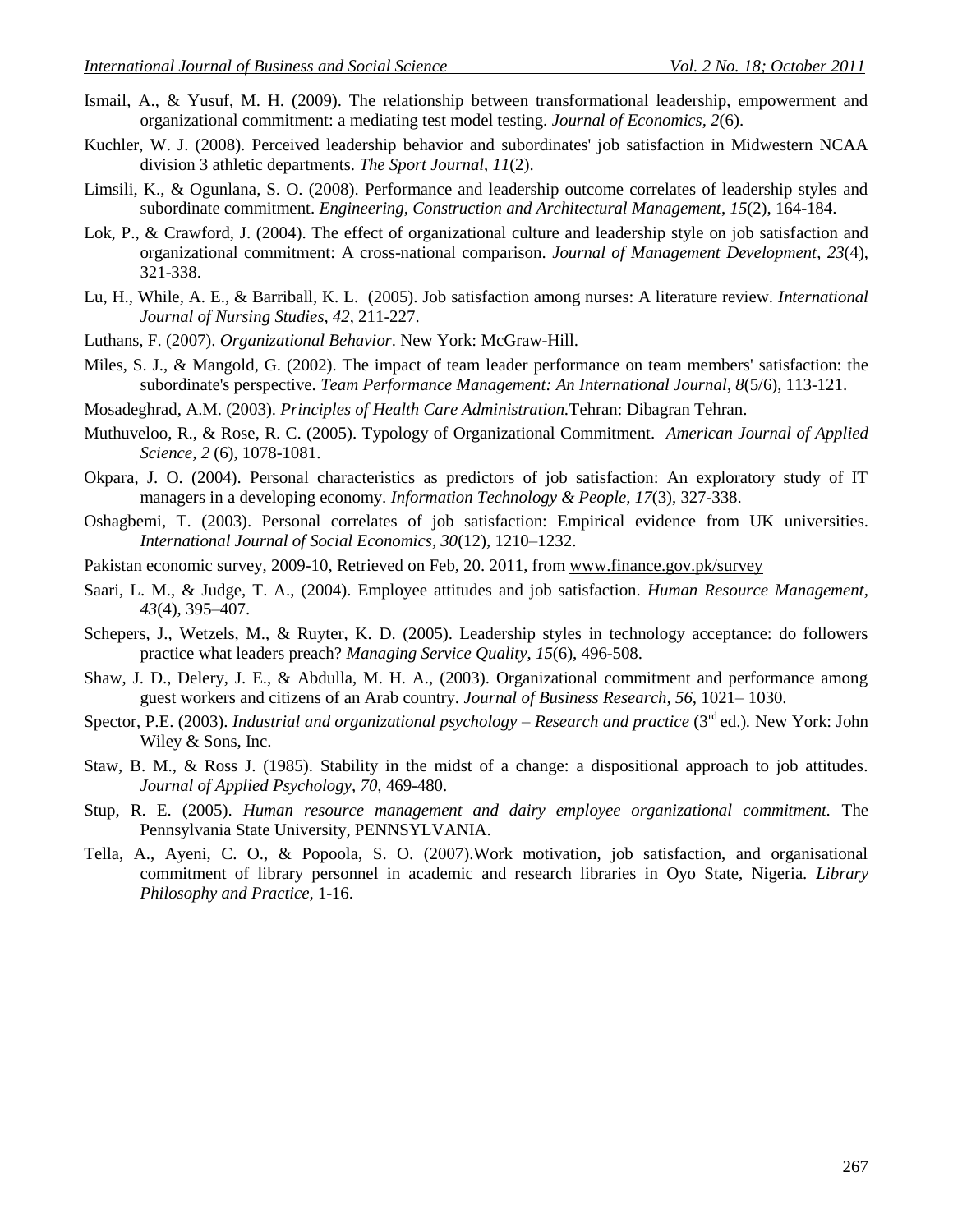Ismail, A., & Yusuf, M. H. (2009). The relationship between transformational leadership, empowerment and organizational commitment: a mediating test model testing. *Journal of Economics*, *2*(6).

Kuchler, W. J. (2008). Perceived leadership behavior and subordinates' job satisfaction in Midwestern NCAA division 3 athletic departments. *The Sport Journal*, *11*(2).

Limsili, K., & Ogunlana, S. O. (2008). Performance and leadership outcome correlates of leadership styles and subordinate commitment. *Engineering, Construction and Architectural Management*, *15*(2), 164-184.

Lok, P., & Crawford, J. (2004). The effect of organizational culture and leadership style on job satisfaction and organizational commitment: A cross-national comparison. *Journal of Management Development*, *23*(4), 321-338.

Lu, H., While, A. E., & Barriball, K. L. (2005). Job satisfaction among nurses: A literature review. *International Journal of Nursing Studies*, *42*, 211-227.

Luthans, F. (2007). *Organizational Behavior*. New York: McGraw-Hill.

Miles, S. J., & Mangold, G. (2002). The impact of team leader performance on team members' satisfaction: the subordinate's perspective. *Team Performance Management: An International Journal*, *8*(5/6), 113-121.

Mosadeghrad, A.M. (2003). *Principles of Health Care Administration.*Tehran: Dibagran Tehran.

Muthuveloo, R., & Rose, R. C. (2005). Typology of Organizational Commitment. *American Journal of Applied Science, 2* (6), 1078-1081.

Okpara, J. O. (2004). Personal characteristics as predictors of job satisfaction: An exploratory study of IT managers in a developing economy. *Information Technology & People, 17*(3), 327-338.

Oshagbemi, T. (2003). Personal correlates of job satisfaction: Empirical evidence from UK universities. *International Journal of Social Economics*, *30*(12), 1210–1232.

Pakistan economic survey, 2009-10, Retrieved on Feb, 20. 2011, from www.finance.gov.pk/survey

Saari, L. M., & Judge, T. A., (2004). Employee attitudes and job satisfaction. *Human Resource Management*, *43*(4), 395–407.

Schepers, J., Wetzels, M., & Ruyter, K. D. (2005). Leadership styles in technology acceptance: do followers practice what leaders preach? *Managing Service Quality*, *15*(6), 496-508.

Shaw, J. D., Delery, J. E., & Abdulla, M. H. A., (2003). Organizational commitment and performance among guest workers and citizens of an Arab country. *Journal of Business Research, 56,* 1021– 1030.

Spector, P.E. (2003). *Industrial and organizational psychology – Research and practice* (3rd ed.). New York: John Wiley & Sons, Inc.

Staw, B. M., & Ross J. (1985). Stability in the midst of a change: a dispositional approach to job attitudes. *Journal of Applied Psychology, 70,* 469-480.

Stup, R. E. (2005). *Human resource management and dairy employee organizational commitment.* The Pennsylvania State University, PENNSYLVANIA.

Tella, A., Ayeni, C. O., & Popoola, S. O. (2007).Work motivation, job satisfaction, and organisational commitment of library personnel in academic and research libraries in Oyo State, Nigeria. *Library Philosophy and Practice,* 1-16.